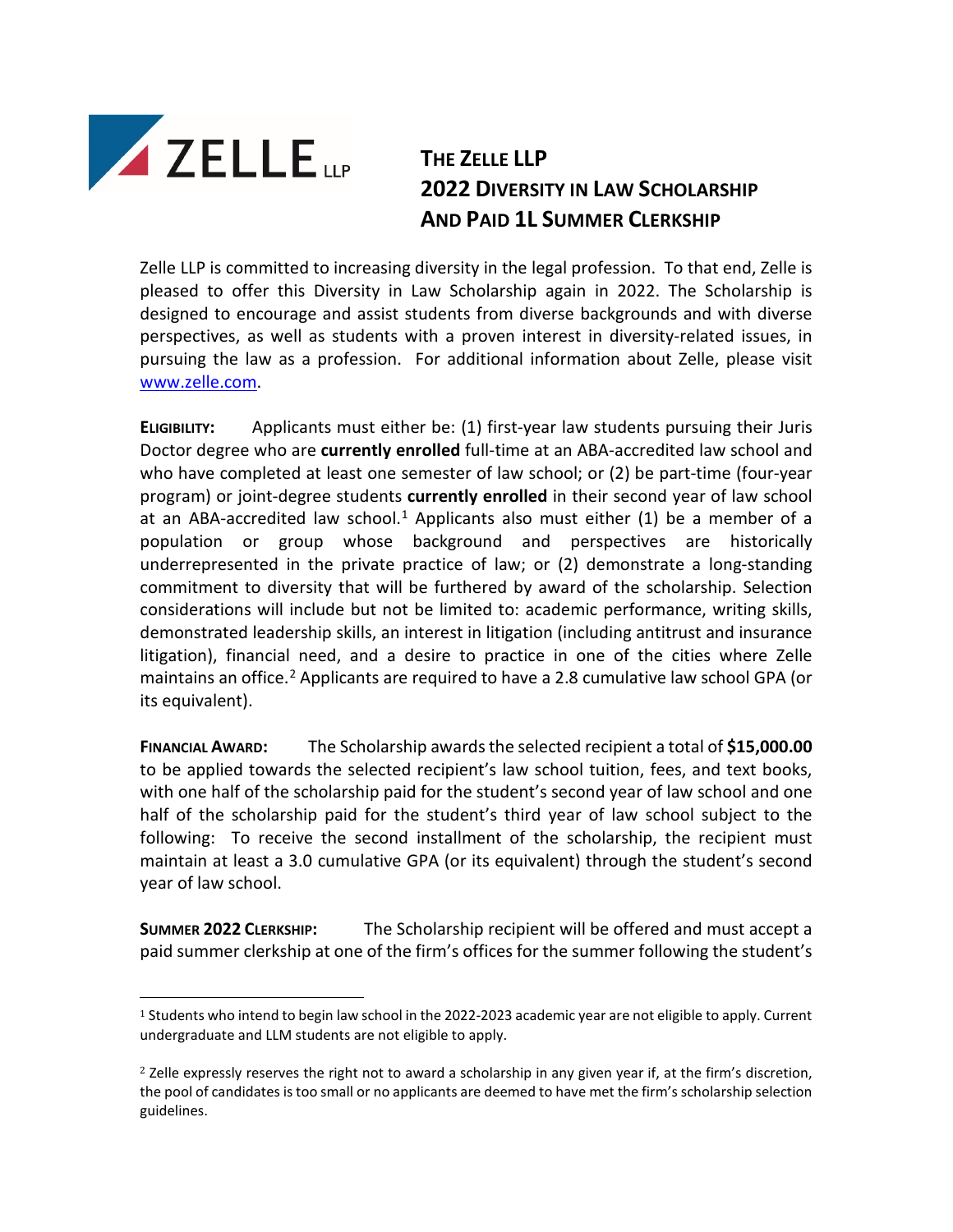# THE ZELLE LLP 2022 DIVERSITY IN LAW SCHOLARSHIP AND PAID 1L SUMMER CLERKSHIP

Zelle LLP is committed to increasing diversity in the legal profession. To that end, Zelle is pleased to offer this Diversity in Law Scholarship again in 2022. The Scholarship is designed to encourage and assist students from diverse backgrounds and with diverse perspectives, as well as students with a proven interest in diversity-related issues, in pursuing the law as a profession. For additional information about Zelle, please visit www.zelle.com.

**ELIGIBILITY:** Applicants must either be: (1) first-year law students pursuing their Juris Doctor degree who are **currently enrolled** full-time at an ABA-accredited law school and who have completed at least one semester of law school; or (2) be part-time (four-year program) or joint-degree students **currently enrolled** in their second year of law school at an ABA-accredited law school.[1] Applicants also must either (1) be a member of a population or group whose background and perspectives are historically underrepresented in the private practice of law; or (2) demonstrate a long-standing commitment to diversity that will be furthered by award of the scholarship. Selection considerations will include but not be limited to: academic performance, writing skills, demonstrated leadership skills, an interest in litigation (including antitrust and insurance litigation), financial need, and a desire to practice in one of the cities where Zelle maintains an office.[2] Applicants are required to have a 2.8 cumulative law school GPA (or its equivalent).

**FINANCIAL AWARD:** The Scholarship awards the selected recipient a total of **$15,000.00** to be applied towards the selected recipient's law school tuition, fees, and text books, with one half of the scholarship paid for the student's second year of law school and one half of the scholarship paid for the student's third year of law school subject to the following: To receive the second installment of the scholarship, the recipient must maintain at least a 3.0 cumulative GPA (or its equivalent) through the student's second year of law school.

**SUMMER 2022 CLERKSHIP:** The Scholarship recipient will be offered and must accept a paid summer clerkship at one of the firm's offices for the summer following the student's

---

[1] Students who intend to begin law school in the 2022-2023 academic year are not eligible to apply. Current undergraduate and LLM students are not eligible to apply.

[2] Zelle expressly reserves the right not to award a scholarship in any given year if, at the firm's discretion, the pool of candidates is too small or no applicants are deemed to have met the firm's scholarship selection guidelines.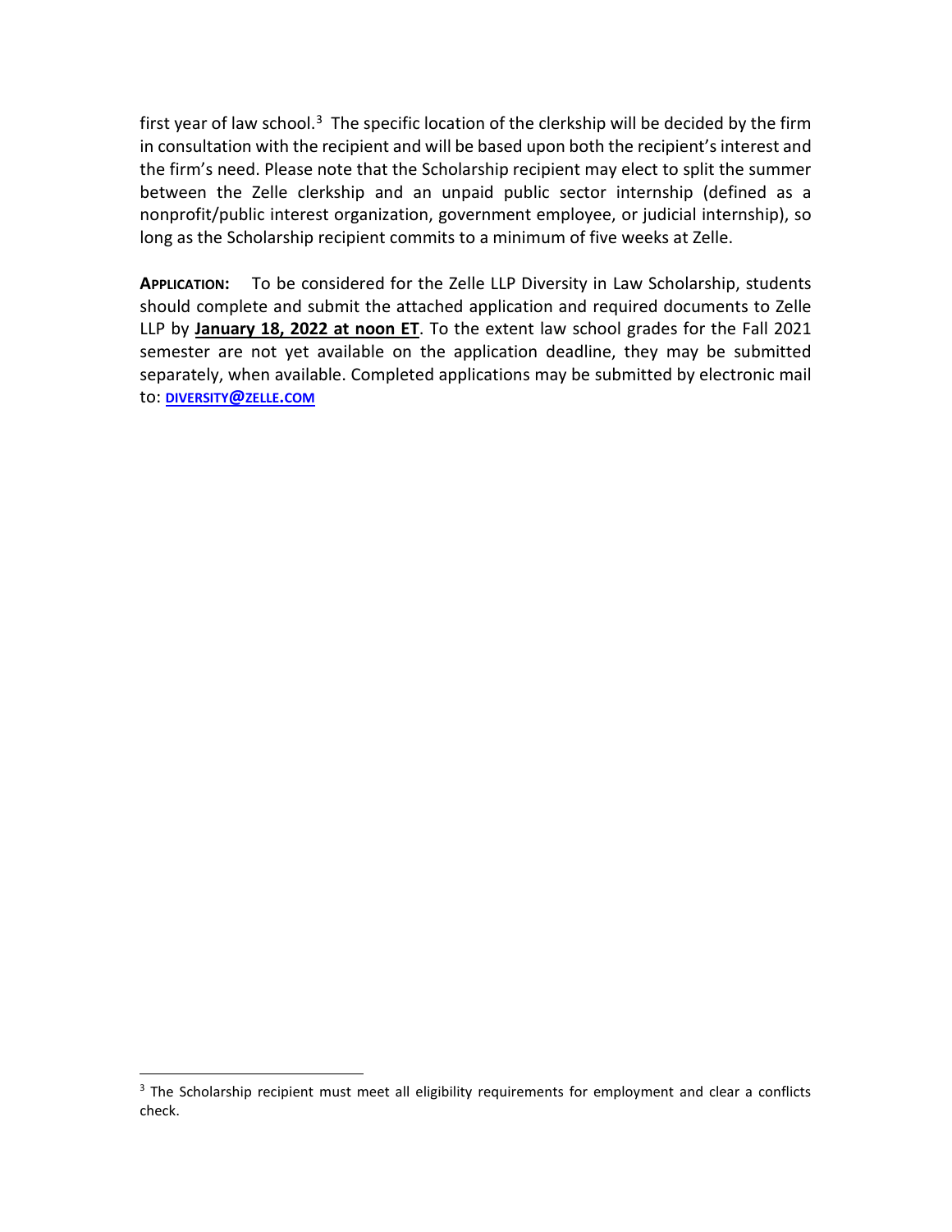first year of law school.[3] The specific location of the clerkship will be decided by the firm in consultation with the recipient and will be based upon both the recipient's interest and the firm's need. Please note that the Scholarship recipient may elect to split the summer between the Zelle clerkship and an unpaid public sector internship (defined as a nonprofit/public interest organization, government employee, or judicial internship), so long as the Scholarship recipient commits to a minimum of five weeks at Zelle.

**APPLICATION:** To be considered for the Zelle LLP Diversity in Law Scholarship, students should complete and submit the attached application and required documents to Zelle LLP by **January 18, 2022 at noon ET**. To the extent law school grades for the Fall 2021 semester are not yet available on the application deadline, they may be submitted separately, when available. Completed applications may be submitted by electronic mail to: DIVERSITY@ZELLE.COM

[3] The Scholarship recipient must meet all eligibility requirements for employment and clear a conflicts check.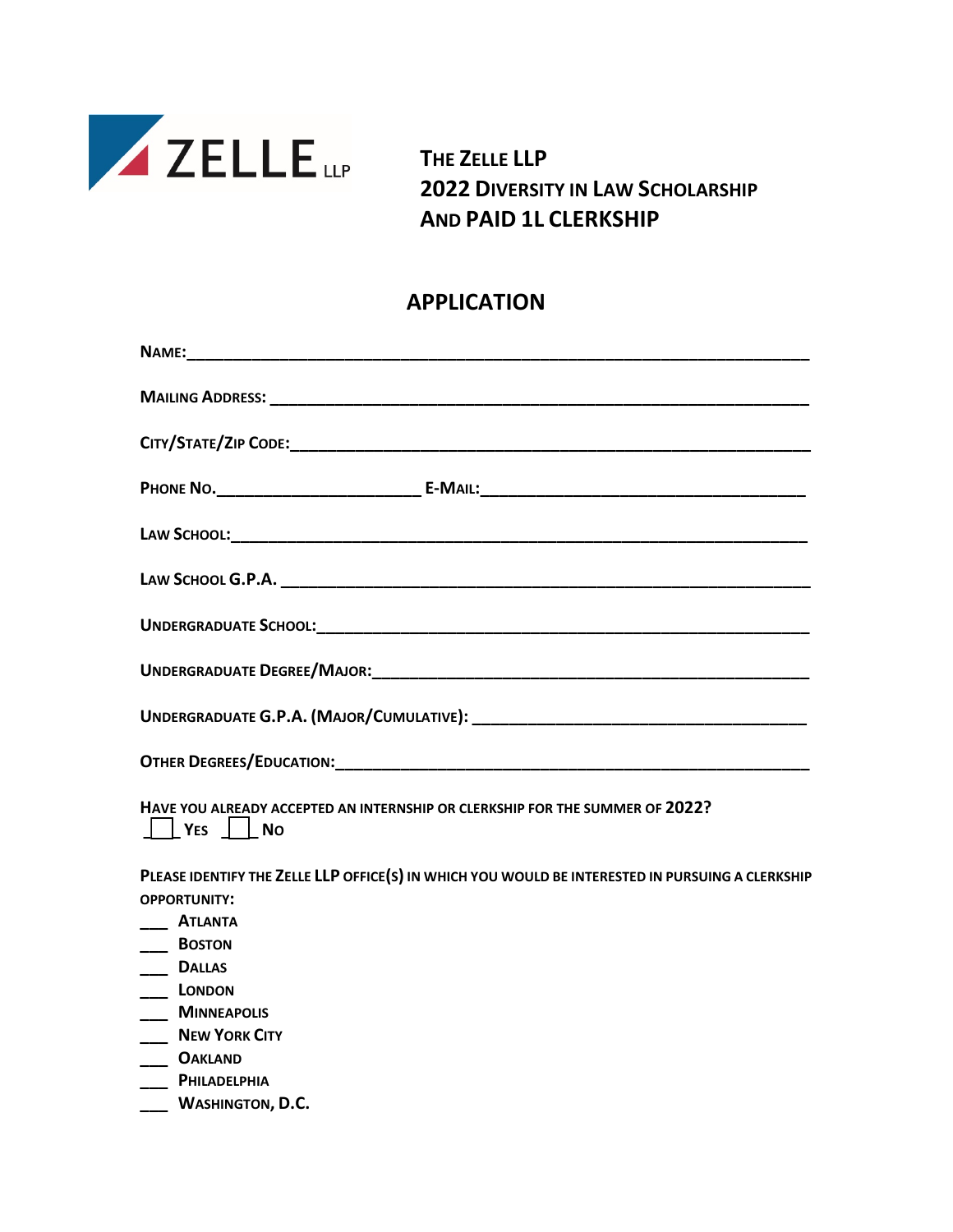ZELLE LLP

**THE ZELLE LLP**
**2022 DIVERSITY IN LAW SCHOLARSHIP**
**AND PAID 1L CLERKSHIP**

# APPLICATION

**NAME:**___________________________________________________________________

**MAILING ADDRESS:** ___________________________________________________________

**CITY/STATE/ZIP CODE:**________________________________________________________

**PHONE NO.**______________________ **E-MAIL:**___________________________________

**LAW SCHOOL:**_______________________________________________________________

**LAW SCHOOL G.P.A.** __________________________________________________________

**UNDERGRADUATE SCHOOL:**______________________________________________________

**UNDERGRADUATE DEGREE/MAJOR:**________________________________________________

**UNDERGRADUATE G.P.A. (MAJOR/CUMULATIVE):** ___________________________________

**OTHER DEGREES/EDUCATION:**____________________________________________________

**HAVE YOU ALREADY ACCEPTED AN INTERNSHIP OR CLERKSHIP FOR THE SUMMER OF 2022?**
☐ **YES** ☐ **NO**

**PLEASE IDENTIFY THE ZELLE LLP OFFICE(S) IN WHICH YOU WOULD BE INTERESTED IN PURSUING A CLERKSHIP OPPORTUNITY:**

___ **ATLANTA**
___ **BOSTON**
___ **DALLAS**
___ **LONDON**
___ **MINNEAPOLIS**
___ **NEW YORK CITY**
___ **OAKLAND**
___ **PHILADELPHIA**
___ **WASHINGTON, D.C.**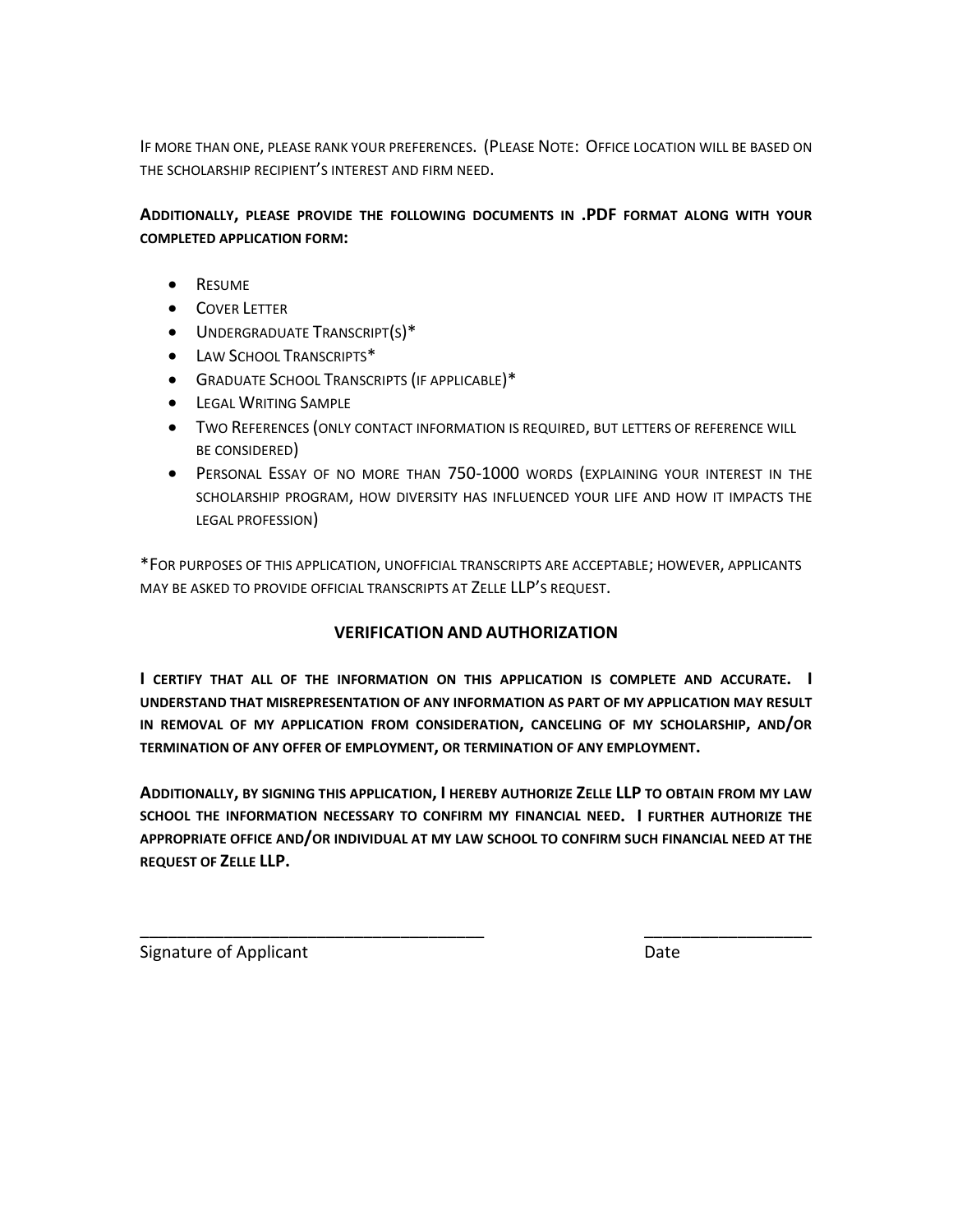If more than one, please rank your preferences. (Please Note: Office location will be based on the scholarship recipient's interest and firm need.

**Additionally, please provide the following documents in .PDF format along with your completed application form:**

- Resume
- Cover Letter
- Undergraduate Transcript(s)*
- Law School Transcripts*
- Graduate School Transcripts (if applicable)*
- Legal Writing Sample
- Two References (only contact information is required, but letters of reference will be considered)
- Personal Essay of no more than 750-1000 words (explaining your interest in the scholarship program, how diversity has influenced your life and how it impacts the legal profession)

*For purposes of this application, unofficial transcripts are acceptable; however, applicants may be asked to provide official transcripts at Zelle LLP's request.

## VERIFICATION AND AUTHORIZATION

**I certify that all of the information on this application is complete and accurate. I understand that misrepresentation of any information as part of my application may result in removal of my application from consideration, canceling of my scholarship, and/or termination of any offer of employment, or termination of any employment.**

**Additionally, by signing this application, I hereby authorize Zelle LLP to obtain from my law school the information necessary to confirm my financial need. I further authorize the appropriate office and/or individual at my law school to confirm such financial need at the request of Zelle LLP.**

_____________________________________ __________________

Signature of Applicant Date